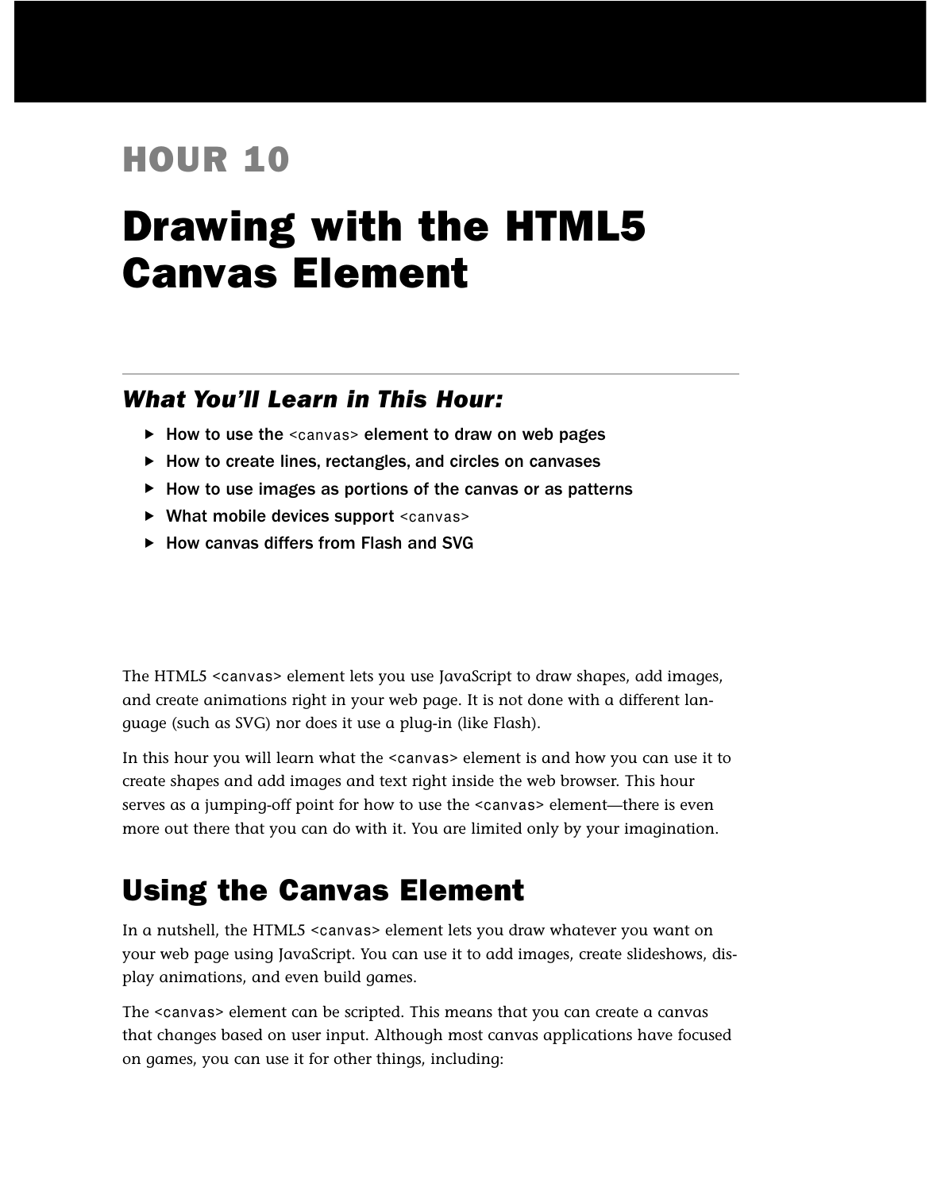# HOUR 10

# Drawing with the HTML5 Canvas Element

### *What You'll Learn in This Hour:*

- **How to use the `<canvas>` element to draw on web pages**
- **How to create lines, rectangles, and circles on canvases**
- **How to use images as portions of the canvas or as patterns**
- **What mobile devices support `<canvas>`**
- **How canvas differs from Flash and SVG**

The HTML5 `<canvas>` element lets you use JavaScript to draw shapes, add images, and create animations right in your web page. It is not done with a different language (such as SVG) nor does it use a plug-in (like Flash).

In this hour you will learn what the `<canvas>` element is and how you can use it to create shapes and add images and text right inside the web browser. This hour serves as a jumping-off point for how to use the `<canvas>` element—there is even more out there that you can do with it. You are limited only by your imagination.

## Using the Canvas Element

In a nutshell, the HTML5 `<canvas>` element lets you draw whatever you want on your web page using JavaScript. You can use it to add images, create slideshows, display animations, and even build games.

The `<canvas>` element can be scripted. This means that you can create a canvas that changes based on user input. Although most canvas applications have focused on games, you can use it for other things, including: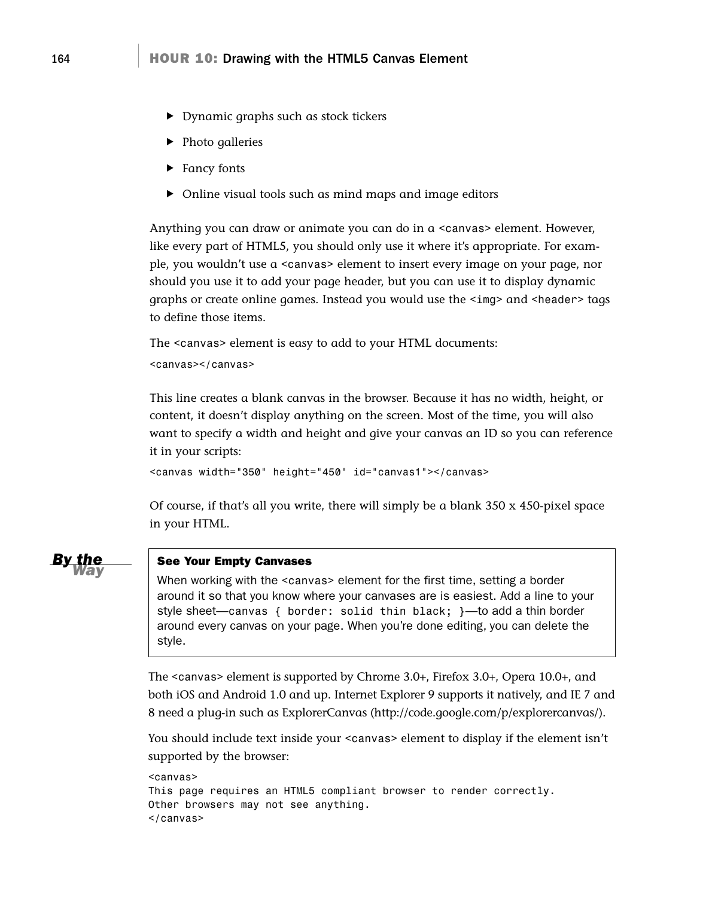- Dynamic graphs such as stock tickers
- Photo galleries
- Fancy fonts
- Online visual tools such as mind maps and image editors

Anything you can draw or animate you can do in a `<canvas>` element. However, like every part of HTML5, you should only use it where it's appropriate. For example, you wouldn't use a `<canvas>` element to insert every image on your page, nor should you use it to add your page header, but you can use it to display dynamic graphs or create online games. Instead you would use the `<img>` and `<header>` tags to define those items.

The `<canvas>` element is easy to add to your HTML documents:

```
<canvas></canvas>
```

This line creates a blank canvas in the browser. Because it has no width, height, or content, it doesn't display anything on the screen. Most of the time, you will also want to specify a width and height and give your canvas an ID so you can reference it in your scripts:

```
<canvas width="350" height="450" id="canvas1"></canvas>
```

Of course, if that's all you write, there will simply be a blank 350 x 450-pixel space in your HTML.

> ***By the Way***
>
> **See Your Empty Canvases**
>
> When working with the `<canvas>` element for the first time, setting a border around it so that you know where your canvases are is easiest. Add a line to your style sheet—`canvas { border: solid thin black; }`—to add a thin border around every canvas on your page. When you're done editing, you can delete the style.

The `<canvas>` element is supported by Chrome 3.0+, Firefox 3.0+, Opera 10.0+, and both iOS and Android 1.0 and up. Internet Explorer 9 supports it natively, and IE 7 and 8 need a plug-in such as ExplorerCanvas (http://code.google.com/p/explorercanvas/).

You should include text inside your `<canvas>` element to display if the element isn't supported by the browser:

```
<canvas>
This page requires an HTML5 compliant browser to render correctly.
Other browsers may not see anything.
</canvas>
```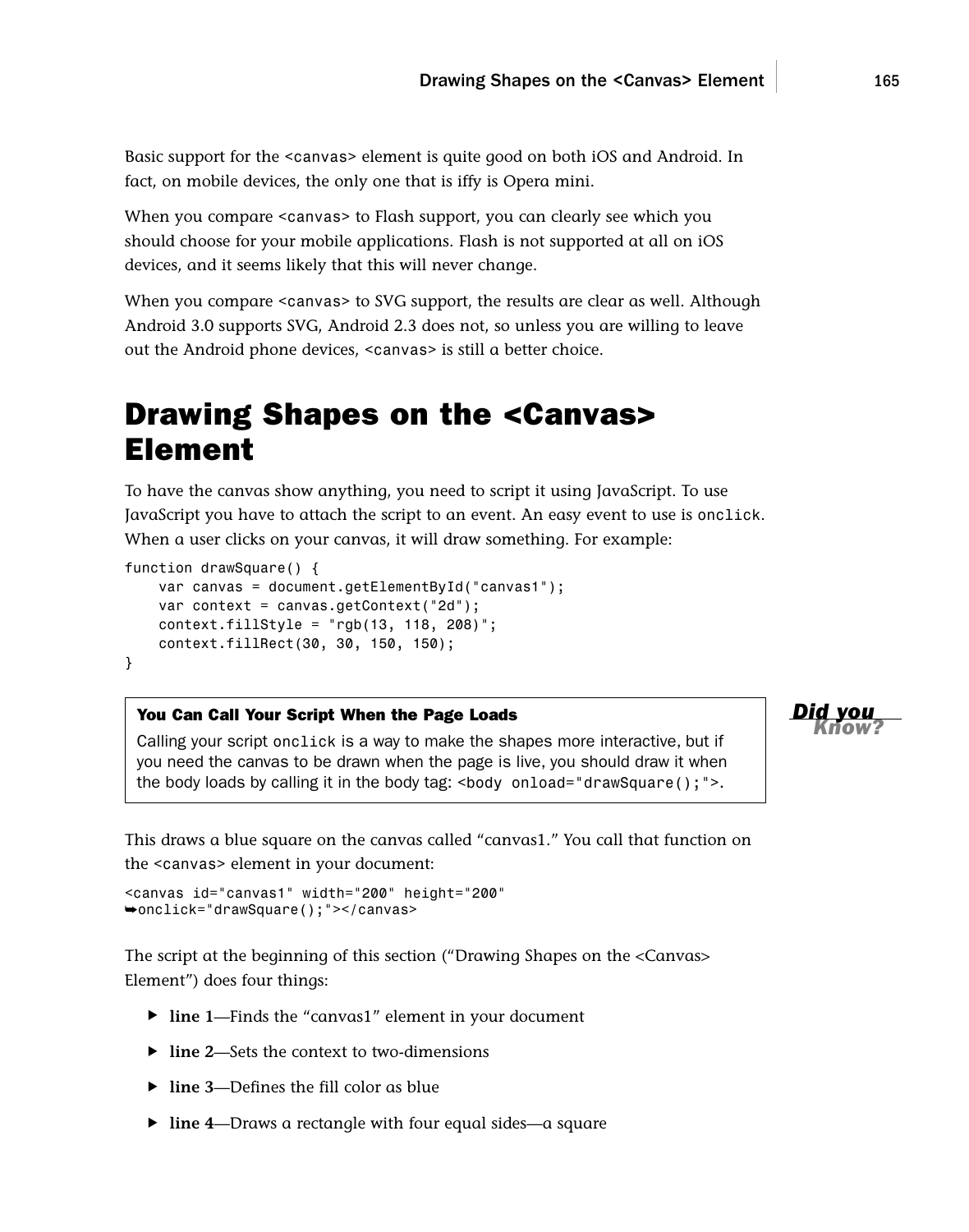Basic support for the <canvas> element is quite good on both iOS and Android. In fact, on mobile devices, the only one that is iffy is Opera mini.

When you compare <canvas> to Flash support, you can clearly see which you should choose for your mobile applications. Flash is not supported at all on iOS devices, and it seems likely that this will never change.

When you compare <canvas> to SVG support, the results are clear as well. Although Android 3.0 supports SVG, Android 2.3 does not, so unless you are willing to leave out the Android phone devices, <canvas> is still a better choice.

# Drawing Shapes on the <Canvas> Element

To have the canvas show anything, you need to script it using JavaScript. To use JavaScript you have to attach the script to an event. An easy event to use is `onclick`. When a user clicks on your canvas, it will draw something. For example:

```
function drawSquare() {
    var canvas = document.getElementById("canvas1");
    var context = canvas.getContext("2d");
    context.fillStyle = "rgb(13, 118, 208)";
    context.fillRect(30, 30, 150, 150);
}
```

> ***Did you Know?***
>
> **You Can Call Your Script When the Page Loads**
>
> Calling your script `onclick` is a way to make the shapes more interactive, but if you need the canvas to be drawn when the page is live, you should draw it when the body loads by calling it in the body tag: `<body onload="drawSquare();">`.

This draws a blue square on the canvas called “canvas1.” You call that function on the <canvas> element in your document:

```
<canvas id="canvas1" width="200" height="200"
➥onclick="drawSquare();"></canvas>
```

The script at the beginning of this section (“Drawing Shapes on the <Canvas> Element”) does four things:

- **line 1**—Finds the “canvas1” element in your document
- **line 2**—Sets the context to two-dimensions
- **line 3**—Defines the fill color as blue
- **line 4**—Draws a rectangle with four equal sides—a square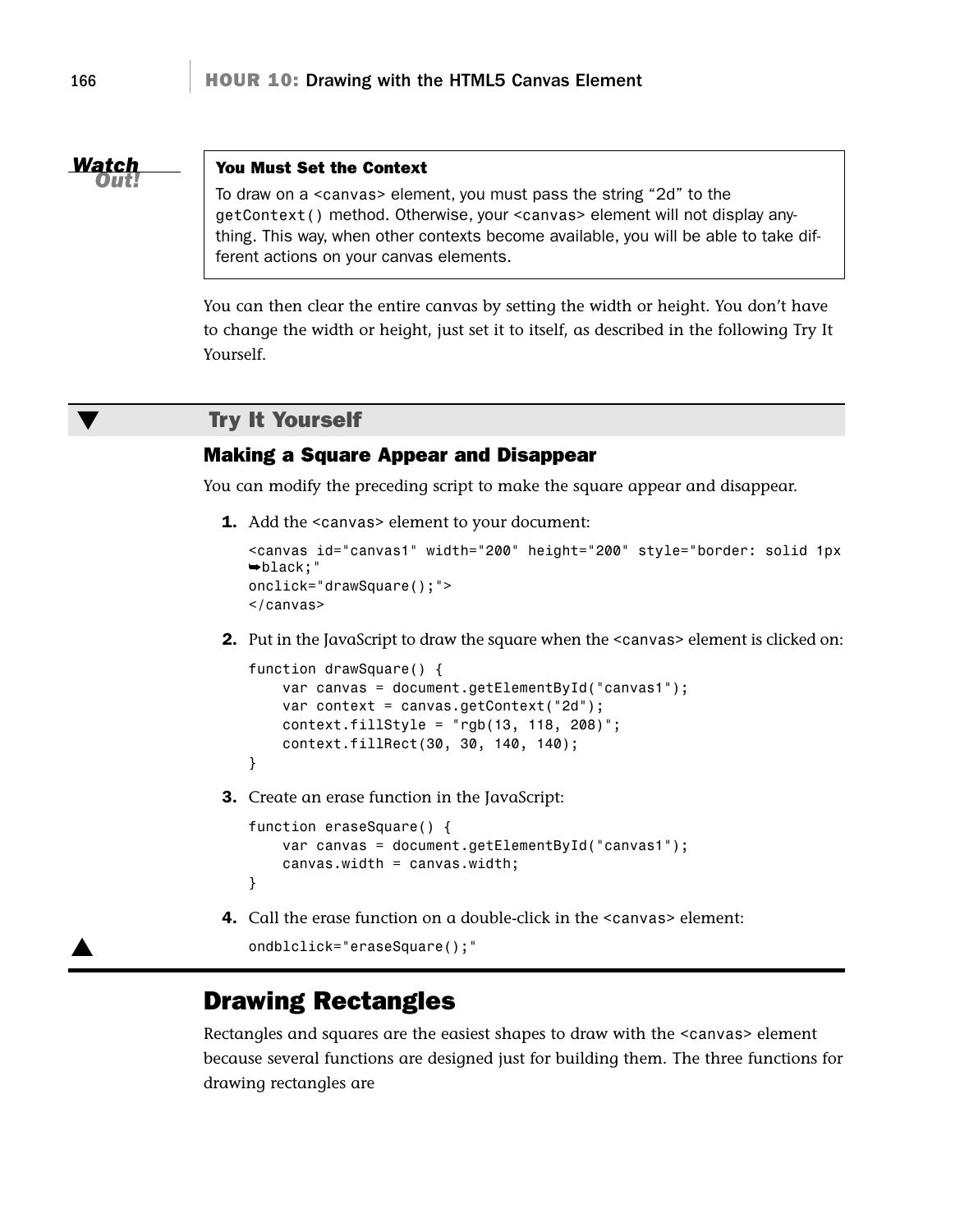**Watch Out!**

> **You Must Set the Context**
>
> To draw on a <canvas> element, you must pass the string "2d" to the getContext() method. Otherwise, your <canvas> element will not display anything. This way, when other contexts become available, you will be able to take different actions on your canvas elements.

You can then clear the entire canvas by setting the width or height. You don't have to change the width or height, just set it to itself, as described in the following Try It Yourself.

### Try It Yourself

#### Making a Square Appear and Disappear

You can modify the preceding script to make the square appear and disappear.

1. Add the <canvas> element to your document:

```
<canvas id="canvas1" width="200" height="200" style="border: solid 1px
➥black;"
onclick="drawSquare();">
</canvas>
```

2. Put in the JavaScript to draw the square when the <canvas> element is clicked on:

```
function drawSquare() {
    var canvas = document.getElementById("canvas1");
    var context = canvas.getContext("2d");
    context.fillStyle = "rgb(13, 118, 208)";
    context.fillRect(30, 30, 140, 140);
}
```

3. Create an erase function in the JavaScript:

```
function eraseSquare() {
    var canvas = document.getElementById("canvas1");
    canvas.width = canvas.width;
}
```

4. Call the erase function on a double-click in the <canvas> element:

```
ondblclick="eraseSquare();"
```

## Drawing Rectangles

Rectangles and squares are the easiest shapes to draw with the <canvas> element because several functions are designed just for building them. The three functions for drawing rectangles are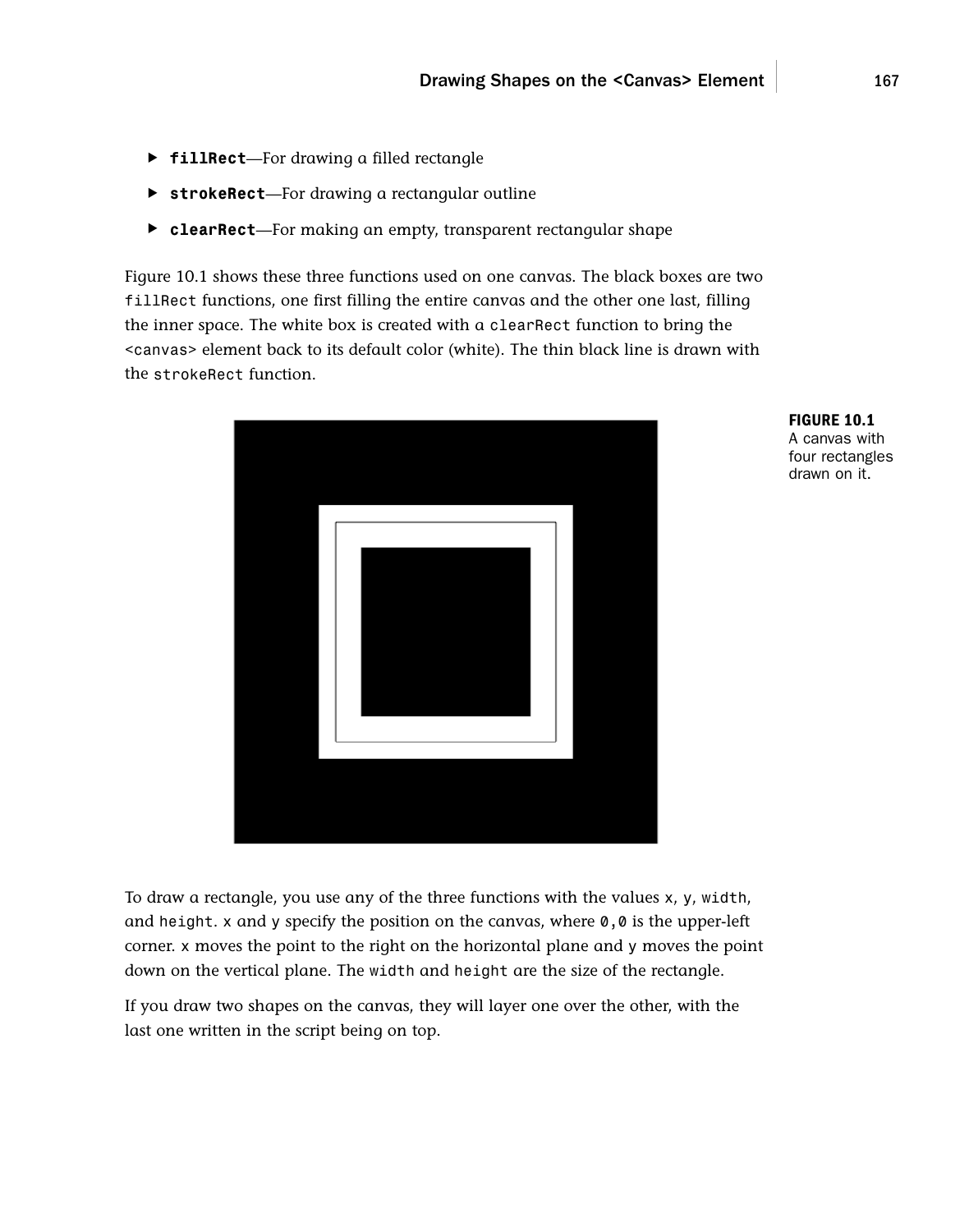- **`fillRect`**—For drawing a filled rectangle
- **`strokeRect`**—For drawing a rectangular outline
- **`clearRect`**—For making an empty, transparent rectangular shape

Figure 10.1 shows these three functions used on one canvas. The black boxes are two `fillRect` functions, one first filling the entire canvas and the other one last, filling the inner space. The white box is created with a `clearRect` function to bring the `<canvas>` element back to its default color (white). The thin black line is drawn with the `strokeRect` function.

**FIGURE 10.1**
A canvas with four rectangles drawn on it.

To draw a rectangle, you use any of the three functions with the values `x`, `y`, `width`, and `height`. `x` and `y` specify the position on the canvas, where `0,0` is the upper-left corner. `x` moves the point to the right on the horizontal plane and `y` moves the point down on the vertical plane. The `width` and `height` are the size of the rectangle.

If you draw two shapes on the canvas, they will layer one over the other, with the last one written in the script being on top.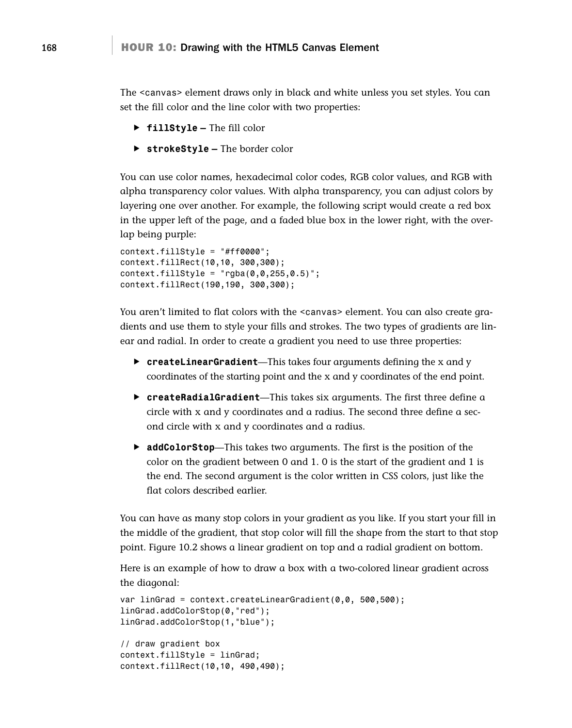The <canvas> element draws only in black and white unless you set styles. You can set the fill color and the line color with two properties:

- **fillStyle** — The fill color
- **strokeStyle** — The border color

You can use color names, hexadecimal color codes, RGB color values, and RGB with alpha transparency color values. With alpha transparency, you can adjust colors by layering one over another. For example, the following script would create a red box in the upper left of the page, and a faded blue box in the lower right, with the overlap being purple:

```
context.fillStyle = "#ff0000";
context.fillRect(10,10, 300,300);
context.fillStyle = "rgba(0,0,255,0.5)";
context.fillRect(190,190, 300,300);
```

You aren't limited to flat colors with the <canvas> element. You can also create gradients and use them to style your fills and strokes. The two types of gradients are linear and radial. In order to create a gradient you need to use three properties:

- **createLinearGradient**—This takes four arguments defining the x and y coordinates of the starting point and the x and y coordinates of the end point.
- **createRadialGradient**—This takes six arguments. The first three define a circle with x and y coordinates and a radius. The second three define a second circle with x and y coordinates and a radius.
- **addColorStop**—This takes two arguments. The first is the position of the color on the gradient between 0 and 1. 0 is the start of the gradient and 1 is the end. The second argument is the color written in CSS colors, just like the flat colors described earlier.

You can have as many stop colors in your gradient as you like. If you start your fill in the middle of the gradient, that stop color will fill the shape from the start to that stop point. Figure 10.2 shows a linear gradient on top and a radial gradient on bottom.

Here is an example of how to draw a box with a two-colored linear gradient across the diagonal:

```
var linGrad = context.createLinearGradient(0,0, 500,500);
linGrad.addColorStop(0,"red");
linGrad.addColorStop(1,"blue");

// draw gradient box
context.fillStyle = linGrad;
context.fillRect(10,10, 490,490);
```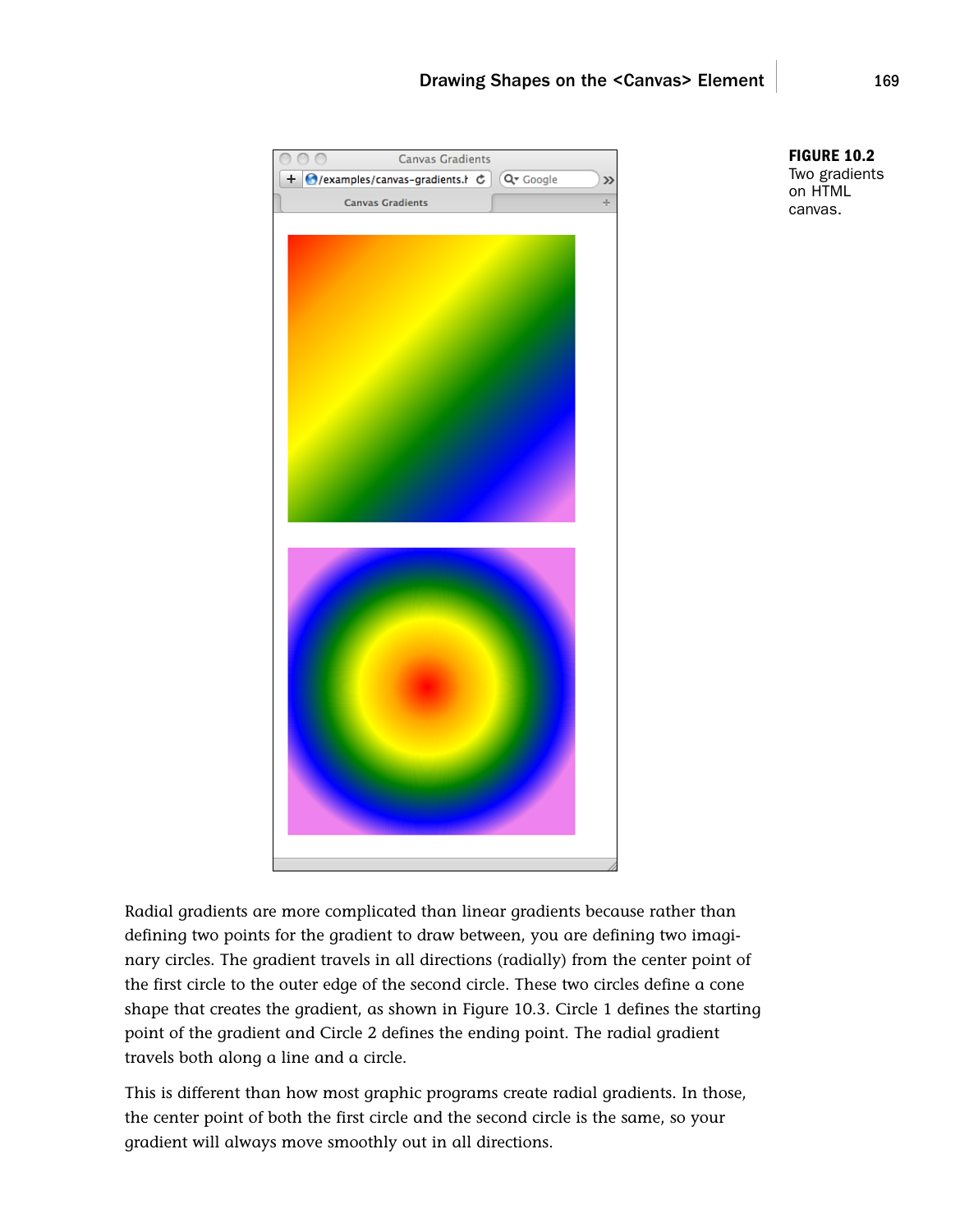**FIGURE 10.2** Two gradients on HTML canvas.

Radial gradients are more complicated than linear gradients because rather than defining two points for the gradient to draw between, you are defining two imaginary circles. The gradient travels in all directions (radially) from the center point of the first circle to the outer edge of the second circle. These two circles define a cone shape that creates the gradient, as shown in Figure 10.3. Circle 1 defines the starting point of the gradient and Circle 2 defines the ending point. The radial gradient travels both along a line and a circle.

This is different than how most graphic programs create radial gradients. In those, the center point of both the first circle and the second circle is the same, so your gradient will always move smoothly out in all directions.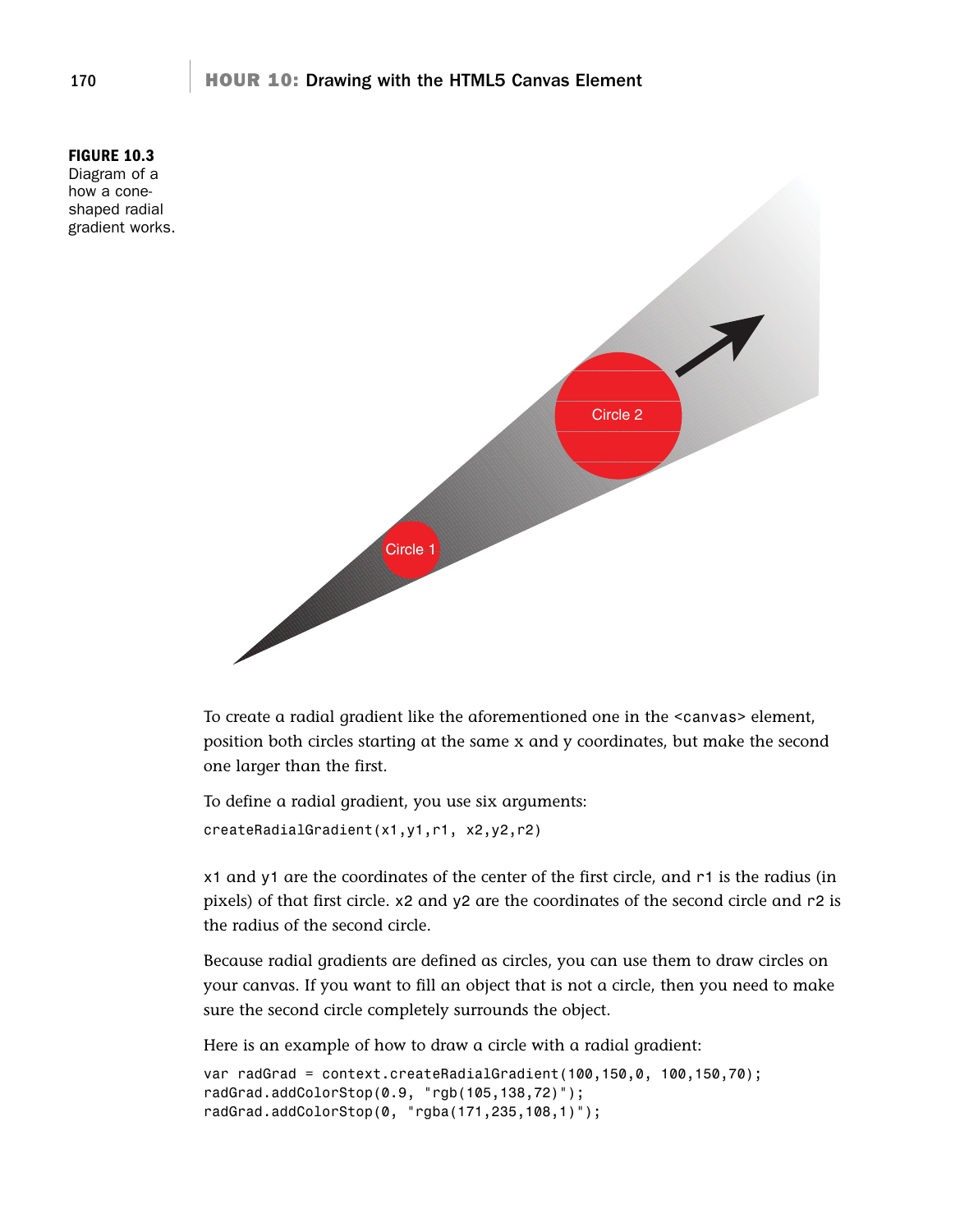**FIGURE 10.3**
Diagram of a how a cone-shaped radial gradient works.

To create a radial gradient like the aforementioned one in the <canvas> element, position both circles starting at the same x and y coordinates, but make the second one larger than the first.

To define a radial gradient, you use six arguments:

```
createRadialGradient(x1,y1,r1, x2,y2,r2)
```

x1 and y1 are the coordinates of the center of the first circle, and r1 is the radius (in pixels) of that first circle. x2 and y2 are the coordinates of the second circle and r2 is the radius of the second circle.

Because radial gradients are defined as circles, you can use them to draw circles on your canvas. If you want to fill an object that is not a circle, then you need to make sure the second circle completely surrounds the object.

Here is an example of how to draw a circle with a radial gradient:

```
var radGrad = context.createRadialGradient(100,150,0, 100,150,70);
radGrad.addColorStop(0.9, "rgb(105,138,72)");
radGrad.addColorStop(0, "rgba(171,235,108,1)");
```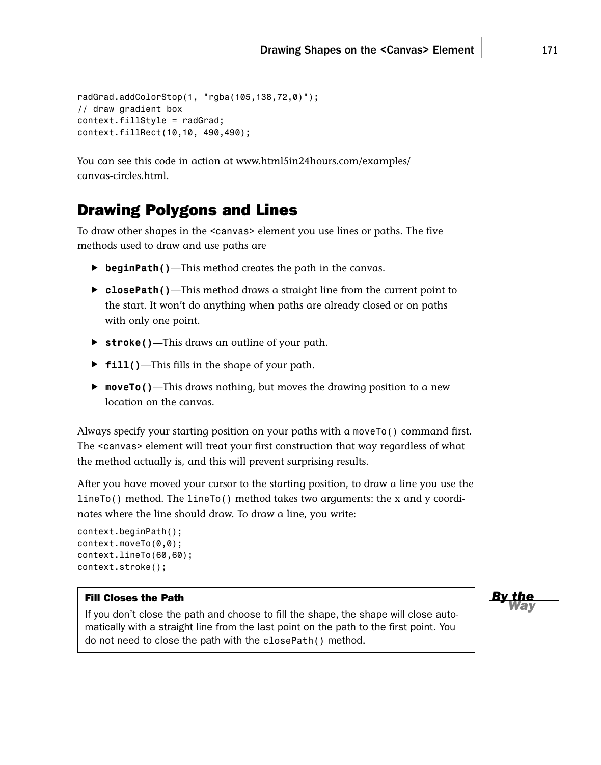```
radGrad.addColorStop(1, "rgba(105,138,72,0)");
// draw gradient box
context.fillStyle = radGrad;
context.fillRect(10,10, 490,490);
```

You can see this code in action at www.html5in24hours.com/examples/canvas-circles.html.

## Drawing Polygons and Lines

To draw other shapes in the <canvas> element you use lines or paths. The five methods used to draw and use paths are

- **`beginPath()`**—This method creates the path in the canvas.
- **`closePath()`**—This method draws a straight line from the current point to the start. It won't do anything when paths are already closed or on paths with only one point.
- **`stroke()`**—This draws an outline of your path.
- **`fill()`**—This fills in the shape of your path.
- **`moveTo()`**—This draws nothing, but moves the drawing position to a new location on the canvas.

Always specify your starting position on your paths with a `moveTo()` command first. The <canvas> element will treat your first construction that way regardless of what the method actually is, and this will prevent surprising results.

After you have moved your cursor to the starting position, to draw a line you use the `lineTo()` method. The `lineTo()` method takes two arguments: the x and y coordinates where the line should draw. To draw a line, you write:

```
context.beginPath();
context.moveTo(0,0);
context.lineTo(60,60);
context.stroke();
```

*By the Way*

**Fill Closes the Path**

If you don't close the path and choose to fill the shape, the shape will close automatically with a straight line from the last point on the path to the first point. You do not need to close the path with the `closePath()` method.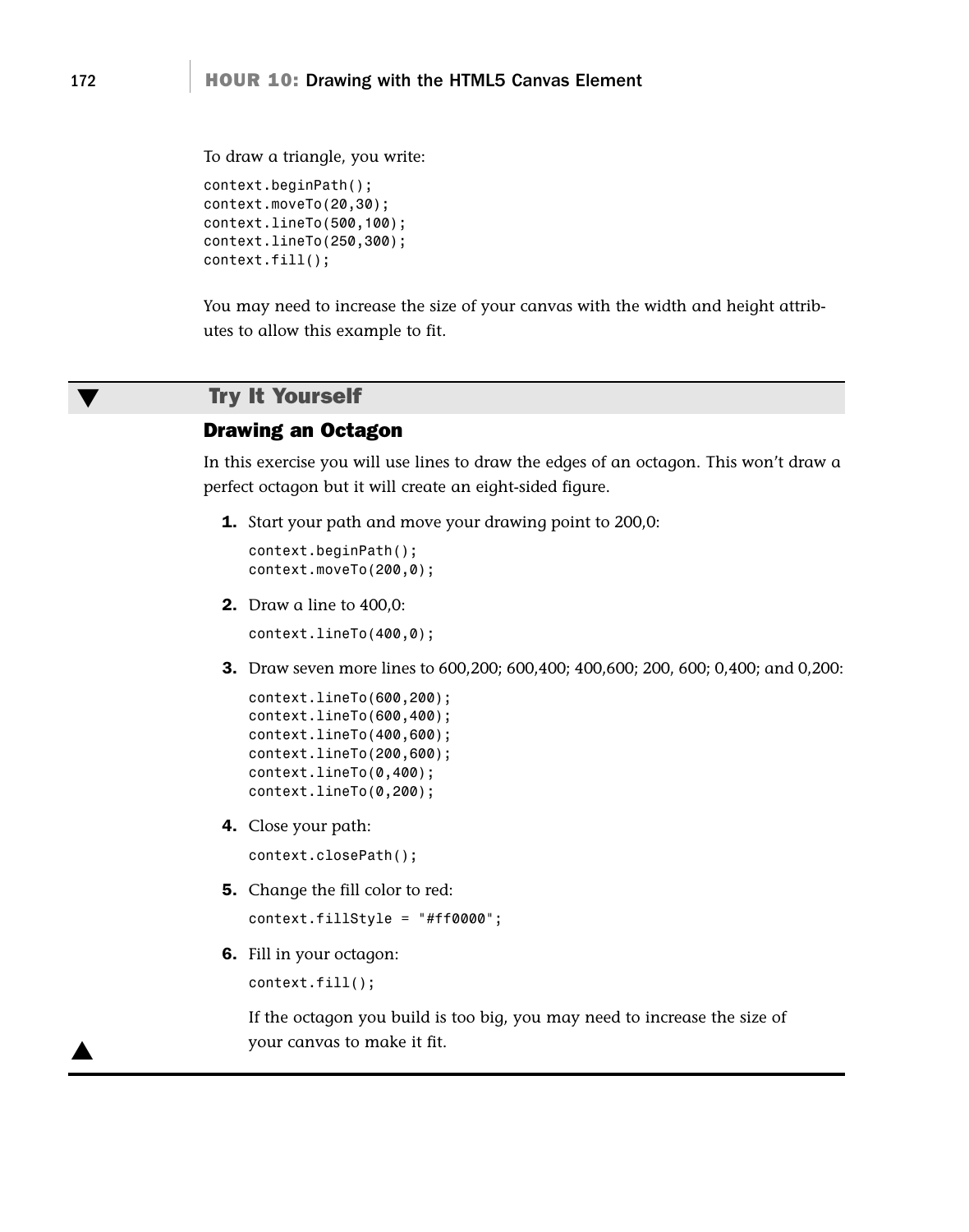To draw a triangle, you write:

```
context.beginPath();
context.moveTo(20,30);
context.lineTo(500,100);
context.lineTo(250,300);
context.fill();
```

You may need to increase the size of your canvas with the width and height attributes to allow this example to fit.

## Try It Yourself

### Drawing an Octagon

In this exercise you will use lines to draw the edges of an octagon. This won't draw a perfect octagon but it will create an eight-sided figure.

1. Start your path and move your drawing point to 200,0:

   ```
   context.beginPath();
   context.moveTo(200,0);
   ```

2. Draw a line to 400,0:

   ```
   context.lineTo(400,0);
   ```

3. Draw seven more lines to 600,200; 600,400; 400,600; 200, 600; 0,400; and 0,200:

   ```
   context.lineTo(600,200);
   context.lineTo(600,400);
   context.lineTo(400,600);
   context.lineTo(200,600);
   context.lineTo(0,400);
   context.lineTo(0,200);
   ```

4. Close your path:

   ```
   context.closePath();
   ```

5. Change the fill color to red:

   ```
   context.fillStyle = "#ff0000";
   ```

6. Fill in your octagon:

   ```
   context.fill();
   ```

   If the octagon you build is too big, you may need to increase the size of your canvas to make it fit.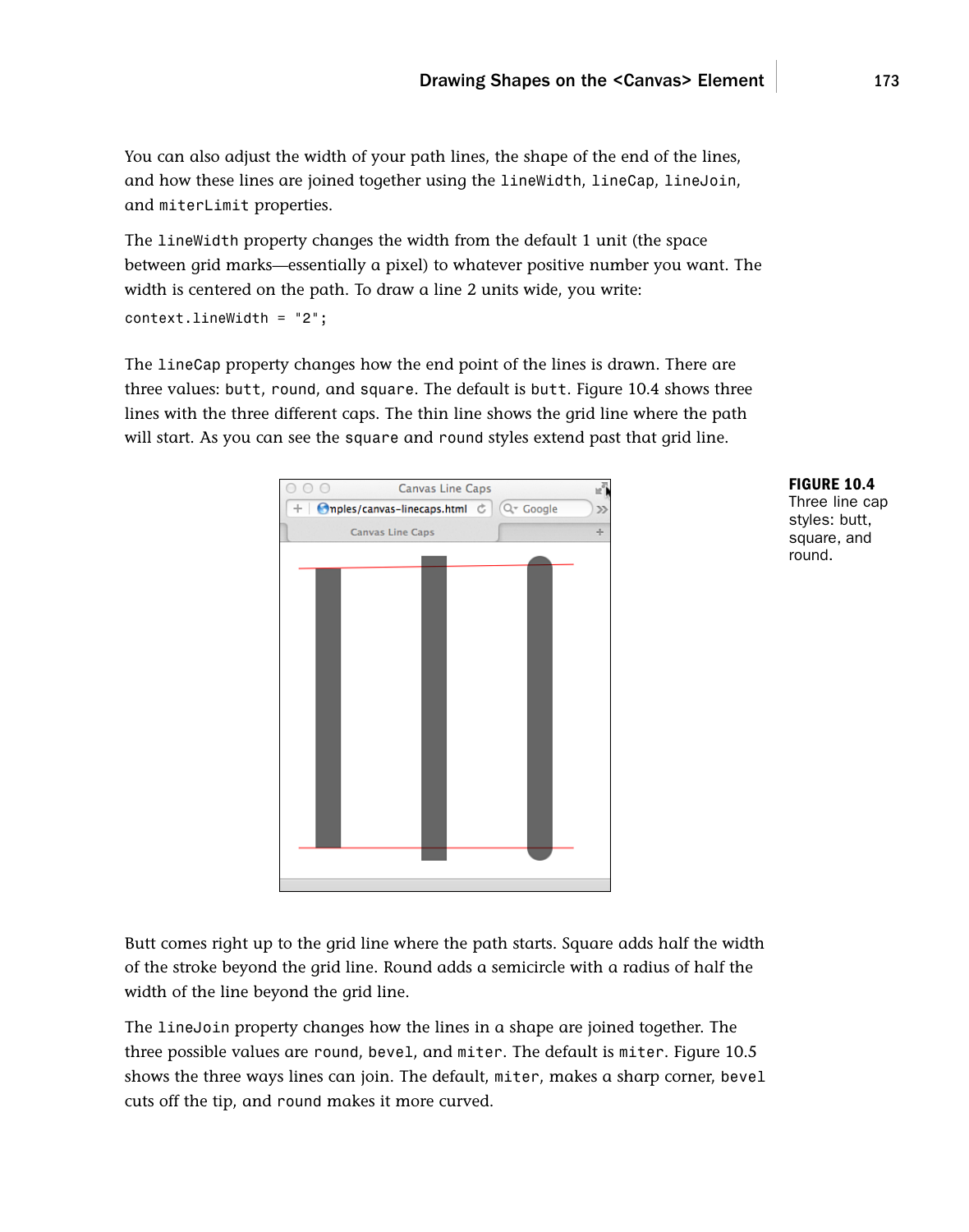You can also adjust the width of your path lines, the shape of the end of the lines, and how these lines are joined together using the `lineWidth`, `lineCap`, `lineJoin`, and `miterLimit` properties.

The `lineWidth` property changes the width from the default 1 unit (the space between grid marks—essentially a pixel) to whatever positive number you want. The width is centered on the path. To draw a line 2 units wide, you write:

```
context.lineWidth = "2";
```

The `lineCap` property changes how the end point of the lines is drawn. There are three values: `butt`, `round`, and `square`. The default is `butt`. Figure 10.4 shows three lines with the three different caps. The thin line shows the grid line where the path will start. As you can see the `square` and `round` styles extend past that grid line.

**FIGURE 10.4**
Three line cap styles: butt, square, and round.

Butt comes right up to the grid line where the path starts. Square adds half the width of the stroke beyond the grid line. Round adds a semicircle with a radius of half the width of the line beyond the grid line.

The `lineJoin` property changes how the lines in a shape are joined together. The three possible values are `round`, `bevel`, and `miter`. The default is `miter`. Figure 10.5 shows the three ways lines can join. The default, `miter`, makes a sharp corner, `bevel` cuts off the tip, and `round` makes it more curved.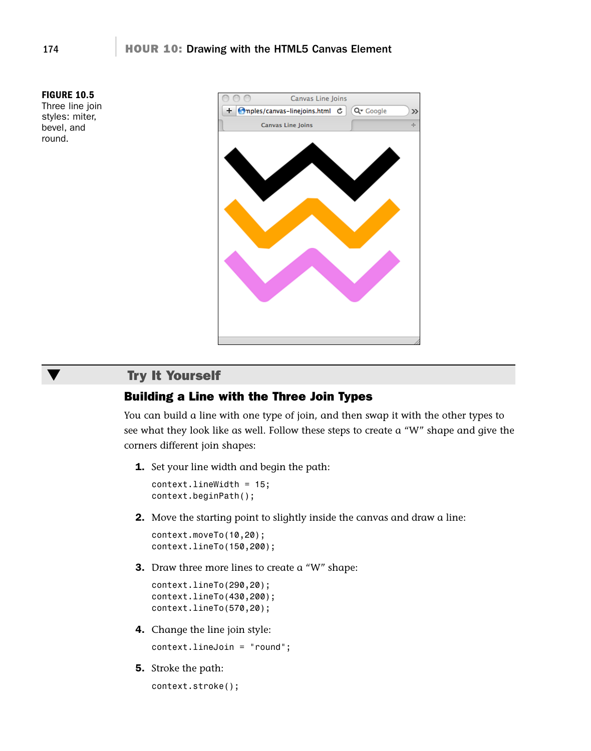**FIGURE 10.5**
Three line join styles: miter, bevel, and round.

## Try It Yourself

### Building a Line with the Three Join Types

You can build a line with one type of join, and then swap it with the other types to see what they look like as well. Follow these steps to create a “W” shape and give the corners different join shapes:

1. Set your line width and begin the path:

```
context.lineWidth = 15;
context.beginPath();
```

2. Move the starting point to slightly inside the canvas and draw a line:

```
context.moveTo(10,20);
context.lineTo(150,200);
```

3. Draw three more lines to create a “W” shape:

```
context.lineTo(290,20);
context.lineTo(430,200);
context.lineTo(570,20);
```

4. Change the line join style:

```
context.lineJoin = "round";
```

5. Stroke the path:

```
context.stroke();
```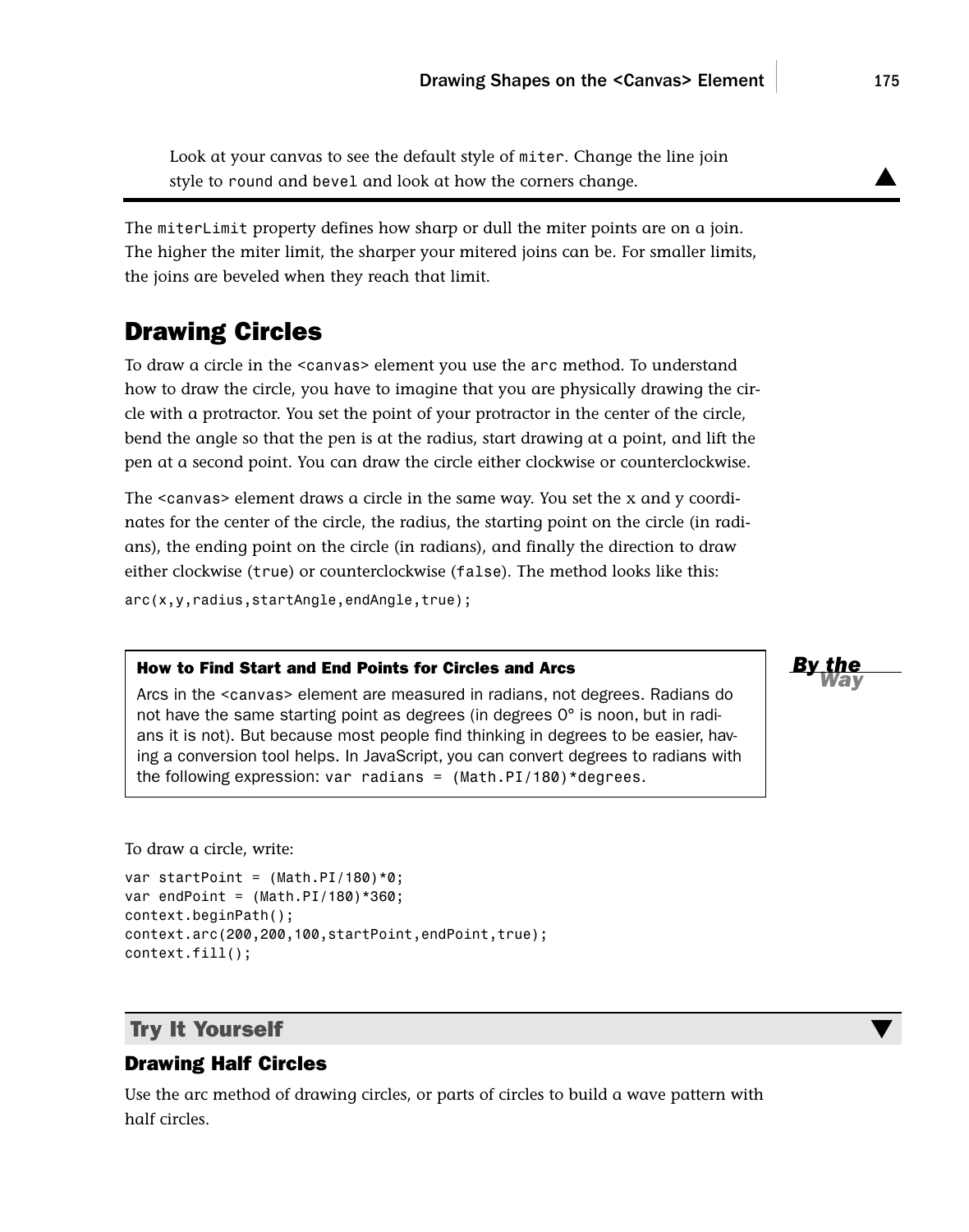Look at your canvas to see the default style of `miter`. Change the line join style to `round` and `bevel` and look at how the corners change.

The `miterLimit` property defines how sharp or dull the miter points are on a join. The higher the miter limit, the sharper your mitered joins can be. For smaller limits, the joins are beveled when they reach that limit.

## Drawing Circles

To draw a circle in the `<canvas>` element you use the `arc` method. To understand how to draw the circle, you have to imagine that you are physically drawing the circle with a protractor. You set the point of your protractor in the center of the circle, bend the angle so that the pen is at the radius, start drawing at a point, and lift the pen at a second point. You can draw the circle either clockwise or counterclockwise.

The `<canvas>` element draws a circle in the same way. You set the x and y coordinates for the center of the circle, the radius, the starting point on the circle (in radians), the ending point on the circle (in radians), and finally the direction to draw either clockwise (`true`) or counterclockwise (`false`). The method looks like this:

```
arc(x,y,radius,startAngle,endAngle,true);
```

**By the Way**

**How to Find Start and End Points for Circles and Arcs**

Arcs in the `<canvas>` element are measured in radians, not degrees. Radians do not have the same starting point as degrees (in degrees 0° is noon, but in radians it is not). But because most people find thinking in degrees to be easier, having a conversion tool helps. In JavaScript, you can convert degrees to radians with the following expression: `var radians = (Math.PI/180)*degrees`.

To draw a circle, write:

```
var startPoint = (Math.PI/180)*0;
var endPoint = (Math.PI/180)*360;
context.beginPath();
context.arc(200,200,100,startPoint,endPoint,true);
context.fill();
```

### Try It Yourself

**Drawing Half Circles**

Use the arc method of drawing circles, or parts of circles to build a wave pattern with half circles.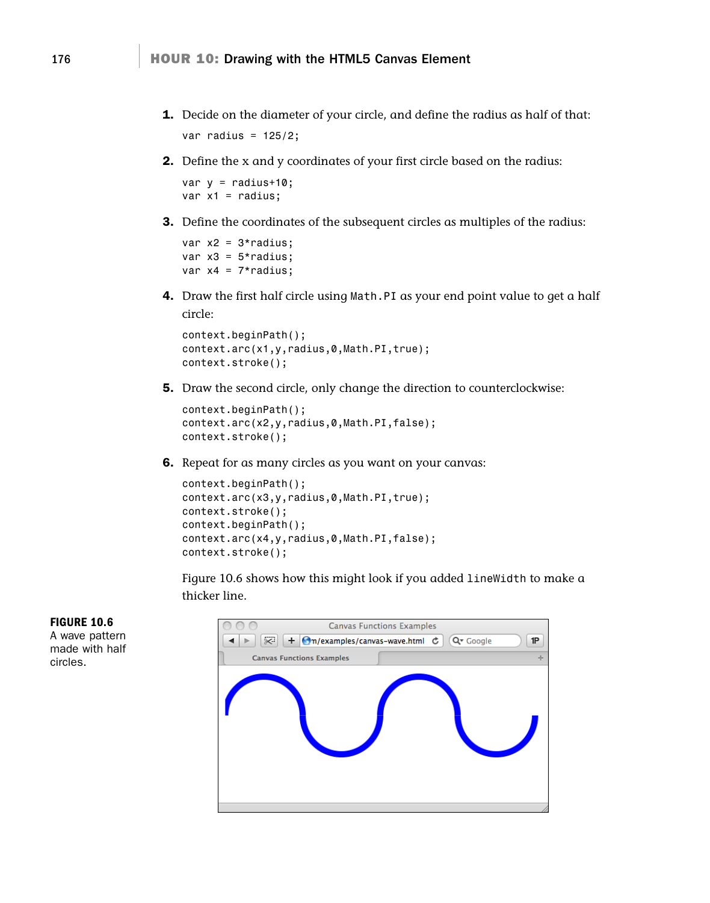1. Decide on the diameter of your circle, and define the radius as half of that:

```
var radius = 125/2;
```

2. Define the x and y coordinates of your first circle based on the radius:

```
var y = radius+10;
var x1 = radius;
```

3. Define the coordinates of the subsequent circles as multiples of the radius:

```
var x2 = 3*radius;
var x3 = 5*radius;
var x4 = 7*radius;
```

4. Draw the first half circle using `Math.PI` as your end point value to get a half circle:

```
context.beginPath();
context.arc(x1,y,radius,0,Math.PI,true);
context.stroke();
```

5. Draw the second circle, only change the direction to counterclockwise:

```
context.beginPath();
context.arc(x2,y,radius,0,Math.PI,false);
context.stroke();
```

6. Repeat for as many circles as you want on your canvas:

```
context.beginPath();
context.arc(x3,y,radius,0,Math.PI,true);
context.stroke();
context.beginPath();
context.arc(x4,y,radius,0,Math.PI,false);
context.stroke();
```

Figure 10.6 shows how this might look if you added `lineWidth` to make a thicker line.

**FIGURE 10.6**
A wave pattern made with half circles.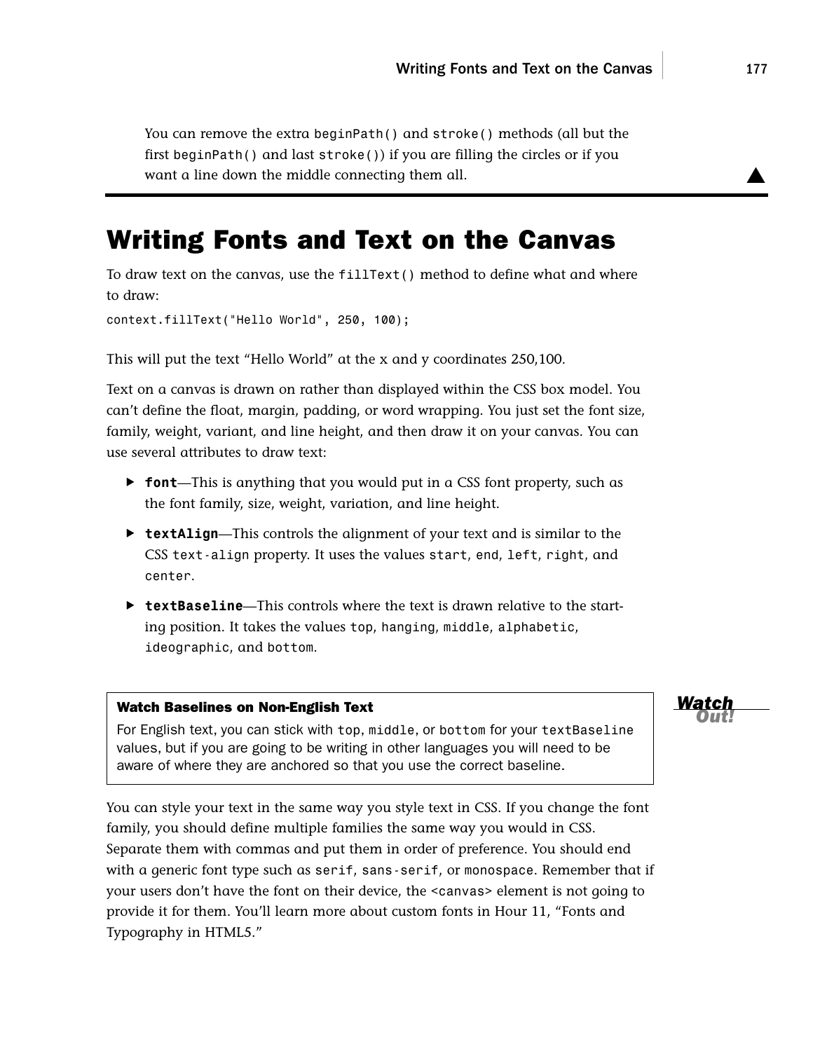You can remove the extra `beginPath()` and `stroke()` methods (all but the first `beginPath()` and last `stroke()`) if you are filling the circles or if you want a line down the middle connecting them all.

## Writing Fonts and Text on the Canvas

To draw text on the canvas, use the `fillText()` method to define what and where to draw:

```
context.fillText("Hello World", 250, 100);
```

This will put the text "Hello World" at the x and y coordinates 250,100.

Text on a canvas is drawn on rather than displayed within the CSS box model. You can't define the float, margin, padding, or word wrapping. You just set the font size, family, weight, variant, and line height, and then draw it on your canvas. You can use several attributes to draw text:

- **`font`**—This is anything that you would put in a CSS font property, such as the font family, size, weight, variation, and line height.
- **`textAlign`**—This controls the alignment of your text and is similar to the CSS `text-align` property. It uses the values `start`, `end`, `left`, `right`, and `center`.
- **`textBaseline`**—This controls where the text is drawn relative to the starting position. It takes the values `top`, `hanging`, `middle`, `alphabetic`, `ideographic`, and `bottom`.

> **Watch Out!**
>
> **Watch Baselines on Non-English Text**
>
> For English text, you can stick with `top`, `middle`, or `bottom` for your `textBaseline` values, but if you are going to be writing in other languages you will need to be aware of where they are anchored so that you use the correct baseline.

You can style your text in the same way you style text in CSS. If you change the font family, you should define multiple families the same way you would in CSS. Separate them with commas and put them in order of preference. You should end with a generic font type such as `serif`, `sans-serif`, or `monospace`. Remember that if your users don't have the font on their device, the `<canvas>` element is not going to provide it for them. You'll learn more about custom fonts in Hour 11, "Fonts and Typography in HTML5."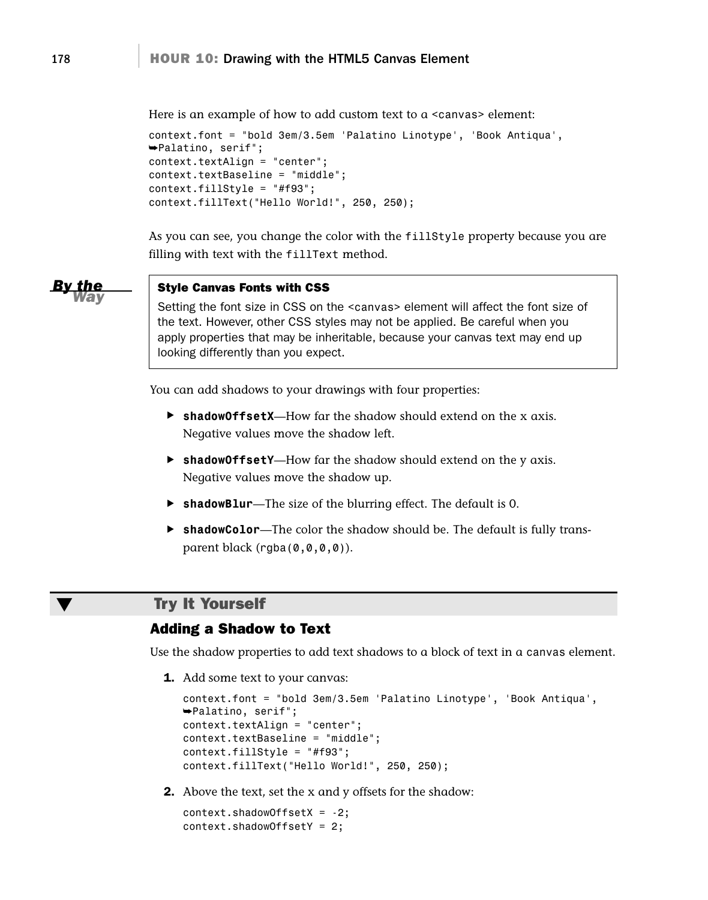Here is an example of how to add custom text to a <canvas> element:

```
context.font = "bold 3em/3.5em 'Palatino Linotype', 'Book Antiqua',
➥Palatino, serif";
context.textAlign = "center";
context.textBaseline = "middle";
context.fillStyle = "#f93";
context.fillText("Hello World!", 250, 250);
```

As you can see, you change the color with the `fillStyle` property because you are filling with text with the `fillText` method.

> **By the Way**
>
> **Style Canvas Fonts with CSS**
>
> Setting the font size in CSS on the <canvas> element will affect the font size of the text. However, other CSS styles may not be applied. Be careful when you apply properties that may be inheritable, because your canvas text may end up looking differently than you expect.

You can add shadows to your drawings with four properties:

- **shadowOffsetX**—How far the shadow should extend on the x axis. Negative values move the shadow left.
- **shadowOffsetY**—How far the shadow should extend on the y axis. Negative values move the shadow up.
- **shadowBlur**—The size of the blurring effect. The default is 0.
- **shadowColor**—The color the shadow should be. The default is fully transparent black (`rgba(0,0,0,0)`).

## Try It Yourself

### Adding a Shadow to Text

Use the shadow properties to add text shadows to a block of text in a `canvas` element.

1. Add some text to your canvas:

```
context.font = "bold 3em/3.5em 'Palatino Linotype', 'Book Antiqua',
➥Palatino, serif";
context.textAlign = "center";
context.textBaseline = "middle";
context.fillStyle = "#f93";
context.fillText("Hello World!", 250, 250);
```

2. Above the text, set the x and y offsets for the shadow:

```
context.shadowOffsetX = -2;
context.shadowOffsetY = 2;
```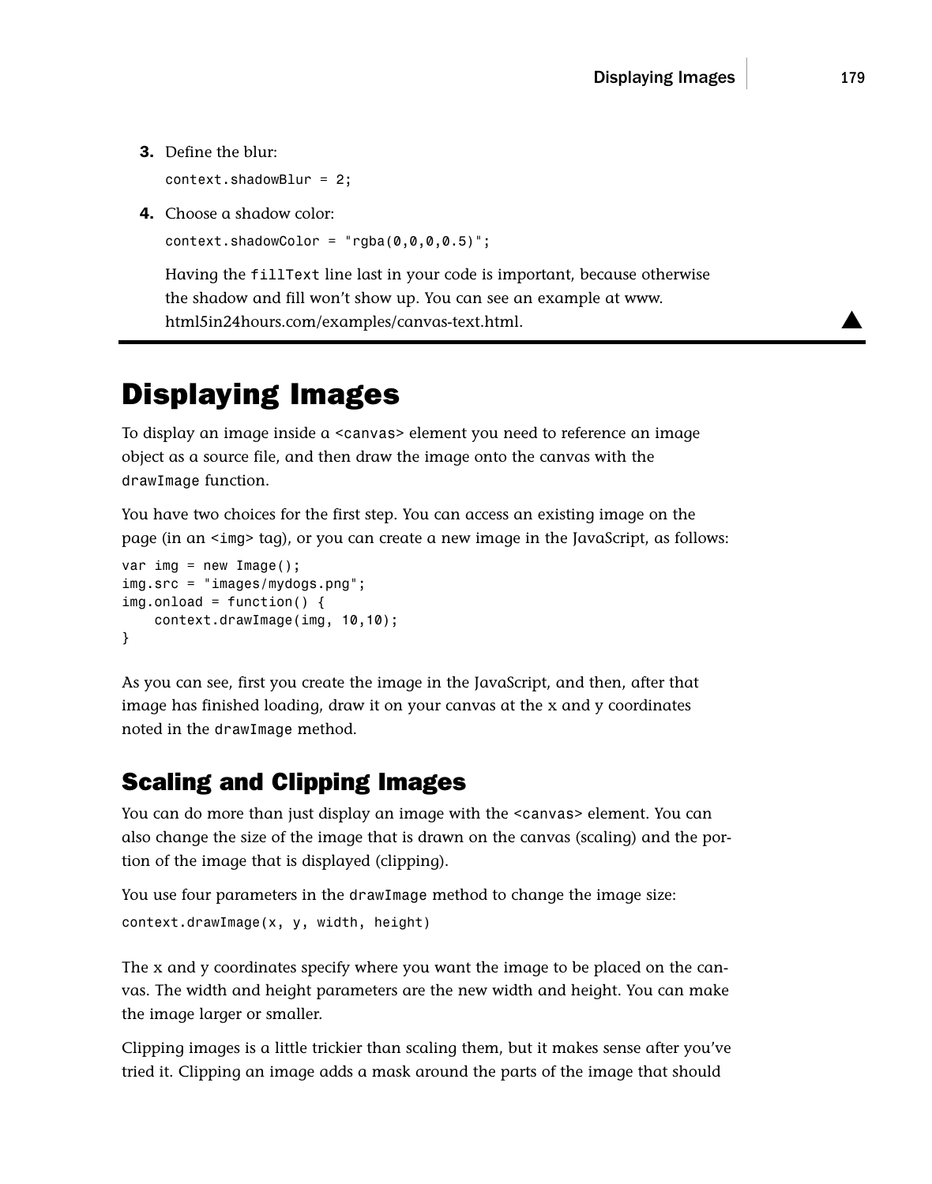3. Define the blur:

```
context.shadowBlur = 2;
```

4. Choose a shadow color:

```
context.shadowColor = "rgba(0,0,0,0.5)";
```

Having the `fillText` line last in your code is important, because otherwise the shadow and fill won't show up. You can see an example at www.html5in24hours.com/examples/canvas-text.html.

# Displaying Images

To display an image inside a `<canvas>` element you need to reference an image object as a source file, and then draw the image onto the canvas with the `drawImage` function.

You have two choices for the first step. You can access an existing image on the page (in an `<img>` tag), or you can create a new image in the JavaScript, as follows:

```
var img = new Image();
img.src = "images/mydogs.png";
img.onload = function() {
    context.drawImage(img, 10,10);
}
```

As you can see, first you create the image in the JavaScript, and then, after that image has finished loading, draw it on your canvas at the x and y coordinates noted in the `drawImage` method.

## Scaling and Clipping Images

You can do more than just display an image with the `<canvas>` element. You can also change the size of the image that is drawn on the canvas (scaling) and the portion of the image that is displayed (clipping).

You use four parameters in the `drawImage` method to change the image size:

```
context.drawImage(x, y, width, height)
```

The x and y coordinates specify where you want the image to be placed on the canvas. The width and height parameters are the new width and height. You can make the image larger or smaller.

Clipping images is a little trickier than scaling them, but it makes sense after you've tried it. Clipping an image adds a mask around the parts of the image that should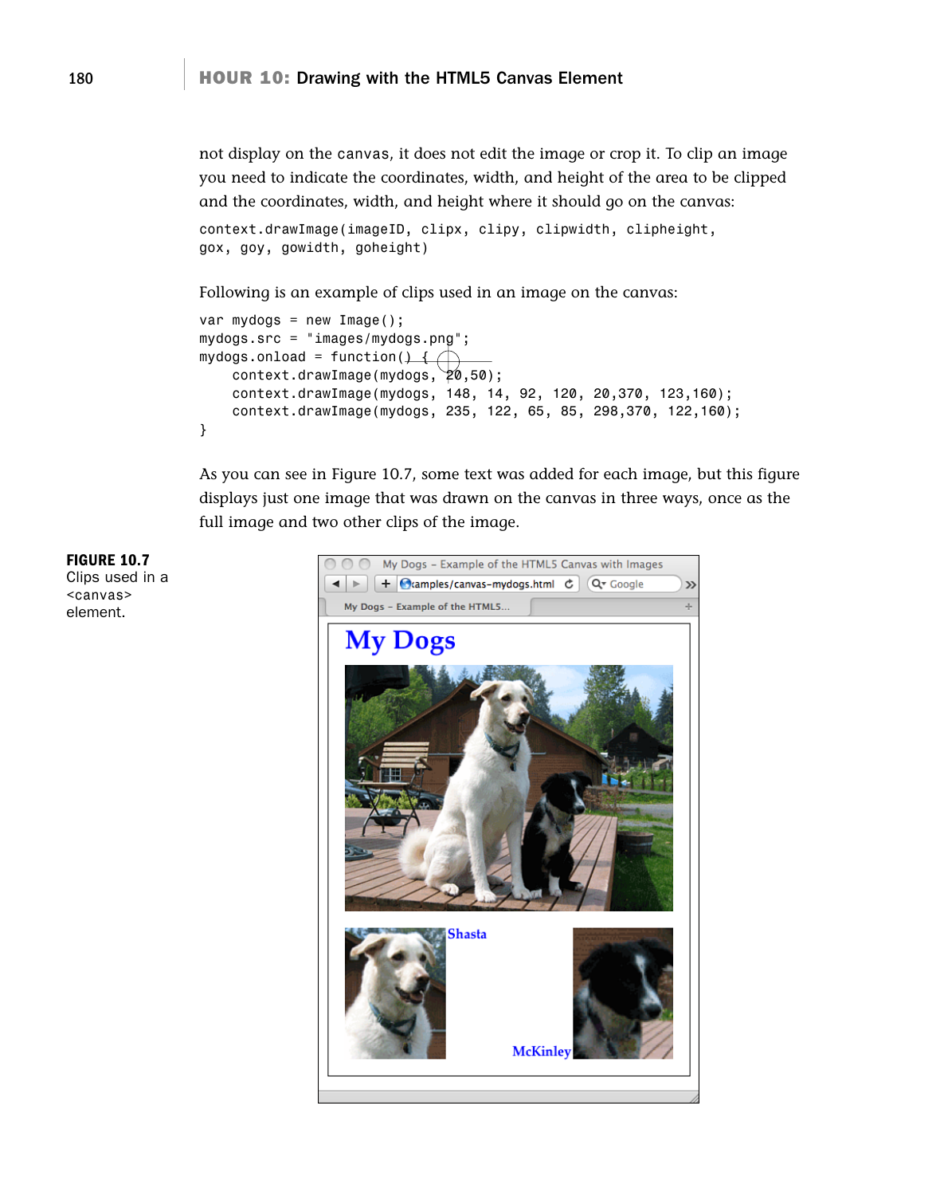not display on the canvas, it does not edit the image or crop it. To clip an image you need to indicate the coordinates, width, and height of the area to be clipped and the coordinates, width, and height where it should go on the canvas:

```
context.drawImage(imageID, clipx, clipy, clipwidth, clipheight,
gox, goy, gowidth, goheight)
```

Following is an example of clips used in an image on the canvas:

```
var mydogs = new Image();
mydogs.src = "images/mydogs.png";
mydogs.onload = function() {
    context.drawImage(mydogs, 20,50);
    context.drawImage(mydogs, 148, 14, 92, 120, 20,370, 123,160);
    context.drawImage(mydogs, 235, 122, 65, 85, 298,370, 122,160);
}
```

As you can see in Figure 10.7, some text was added for each image, but this figure displays just one image that was drawn on the canvas in three ways, once as the full image and two other clips of the image.

**FIGURE 10.7**
Clips used in a `<canvas>` element.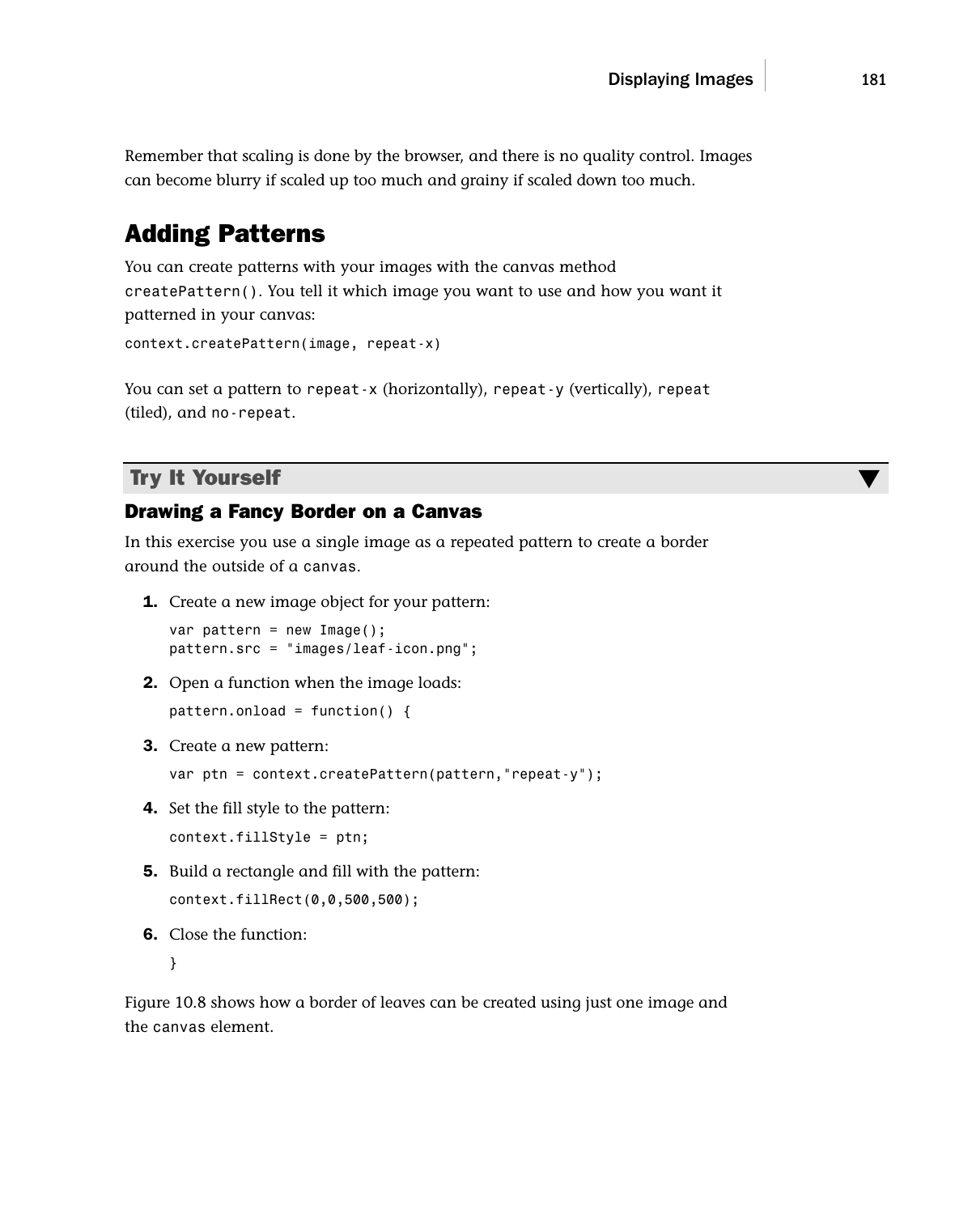Remember that scaling is done by the browser, and there is no quality control. Images can become blurry if scaled up too much and grainy if scaled down too much.

## Adding Patterns

You can create patterns with your images with the canvas method `createPattern()`. You tell it which image you want to use and how you want it patterned in your canvas:

```
context.createPattern(image, repeat-x)
```

You can set a pattern to `repeat-x` (horizontally), `repeat-y` (vertically), `repeat` (tiled), and `no-repeat`.

### Try It Yourself

#### Drawing a Fancy Border on a Canvas

In this exercise you use a single image as a repeated pattern to create a border around the outside of a `canvas`.

1. Create a new image object for your pattern:

    ```
    var pattern = new Image();
    pattern.src = "images/leaf-icon.png";
    ```

2. Open a function when the image loads:

    ```
    pattern.onload = function() {
    ```

3. Create a new pattern:

    ```
    var ptn = context.createPattern(pattern,"repeat-y");
    ```

4. Set the fill style to the pattern:

    ```
    context.fillStyle = ptn;
    ```

5. Build a rectangle and fill with the pattern:

    ```
    context.fillRect(0,0,500,500);
    ```

6. Close the function:

    ```
    }
    ```

Figure 10.8 shows how a border of leaves can be created using just one image and the `canvas` element.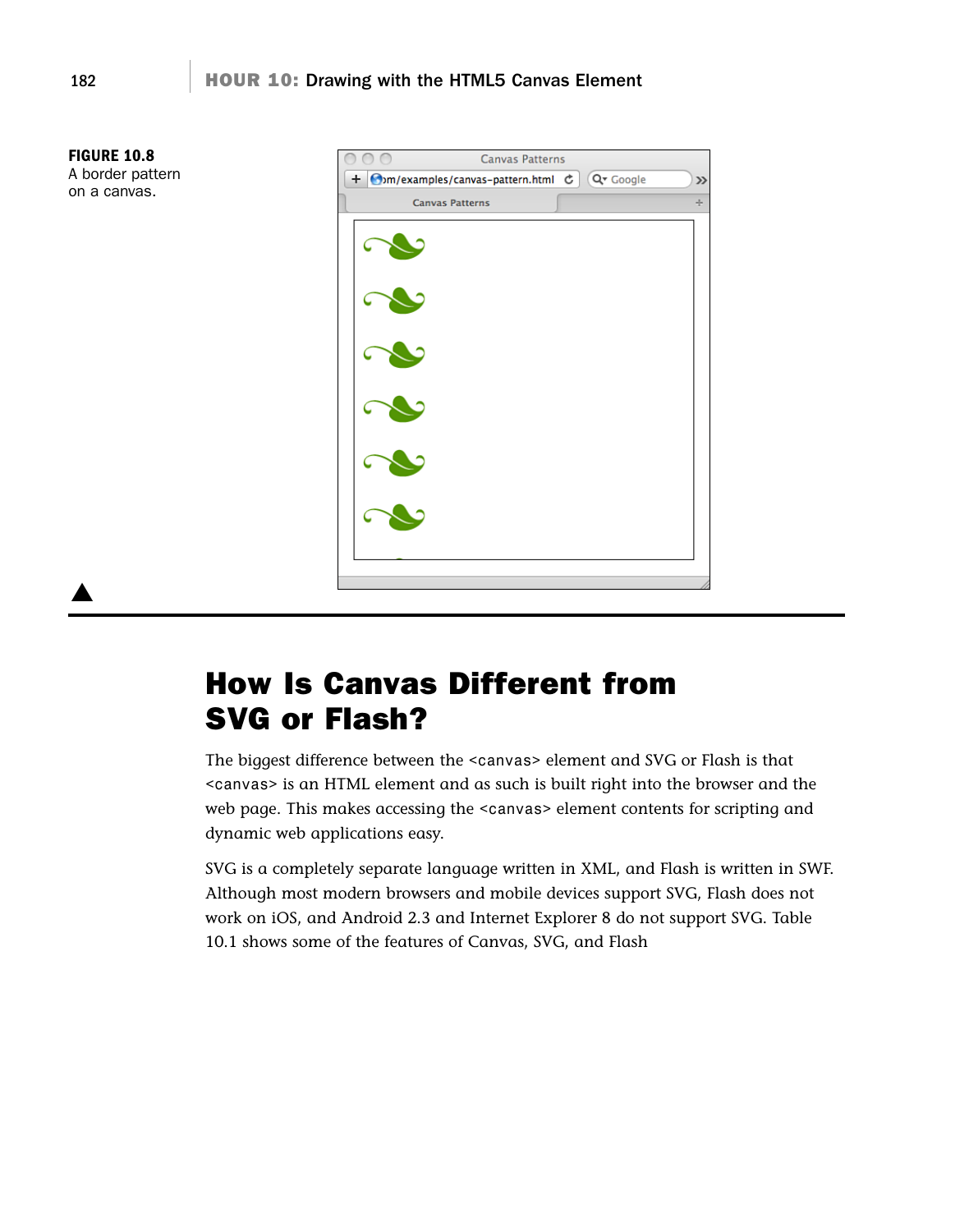**FIGURE 10.8**
A border pattern on a canvas.

## How Is Canvas Different from SVG or Flash?

The biggest difference between the <canvas> element and SVG or Flash is that <canvas> is an HTML element and as such is built right into the browser and the web page. This makes accessing the <canvas> element contents for scripting and dynamic web applications easy.

SVG is a completely separate language written in XML, and Flash is written in SWF. Although most modern browsers and mobile devices support SVG, Flash does not work on iOS, and Android 2.3 and Internet Explorer 8 do not support SVG. Table 10.1 shows some of the features of Canvas, SVG, and Flash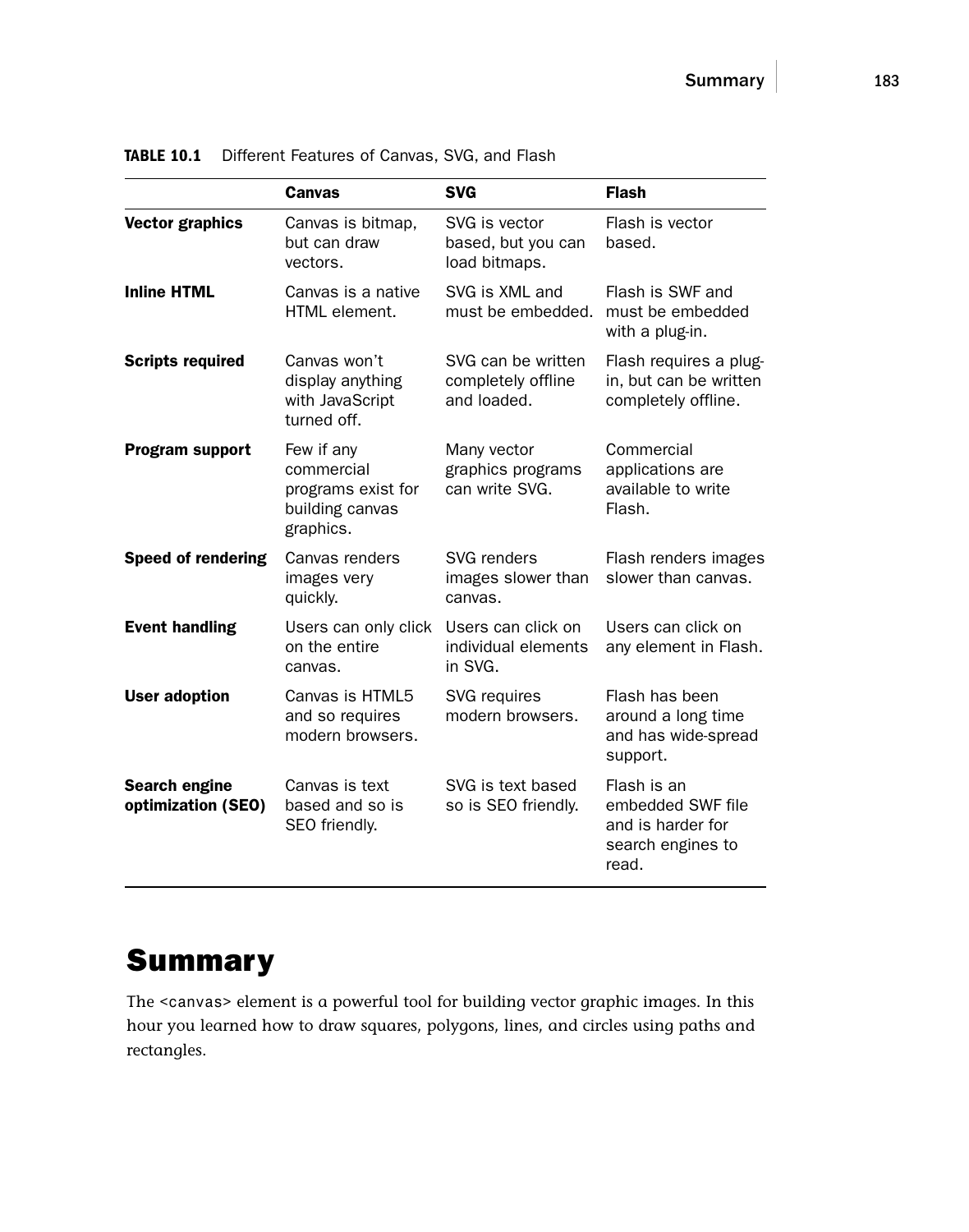**TABLE 10.1** Different Features of Canvas, SVG, and Flash

| | Canvas | SVG | Flash |
|---|---|---|---|
| **Vector graphics** | Canvas is bitmap, but can draw vectors. | SVG is vector based, but you can load bitmaps. | Flash is vector based. |
| **Inline HTML** | Canvas is a native HTML element. | SVG is XML and must be embedded. | Flash is SWF and must be embedded with a plug-in. |
| **Scripts required** | Canvas won't display anything with JavaScript turned off. | SVG can be written completely offline and loaded. | Flash requires a plug-in, but can be written completely offline. |
| **Program support** | Few if any commercial programs exist for building canvas graphics. | Many vector graphics programs can write SVG. | Commercial applications are available to write Flash. |
| **Speed of rendering** | Canvas renders images very quickly. | SVG renders images slower than canvas. | Flash renders images slower than canvas. |
| **Event handling** | Users can only click on the entire canvas. | Users can click on individual elements in SVG. | Users can click on any element in Flash. |
| **User adoption** | Canvas is HTML5 and so requires modern browsers. | SVG requires modern browsers. | Flash has been around a long time and has wide-spread support. |
| **Search engine optimization (SEO)** | Canvas is text based and so is SEO friendly. | SVG is text based so is SEO friendly. | Flash is an embedded SWF file and is harder for search engines to read. |

# Summary

The `<canvas>` element is a powerful tool for building vector graphic images. In this hour you learned how to draw squares, polygons, lines, and circles using paths and rectangles.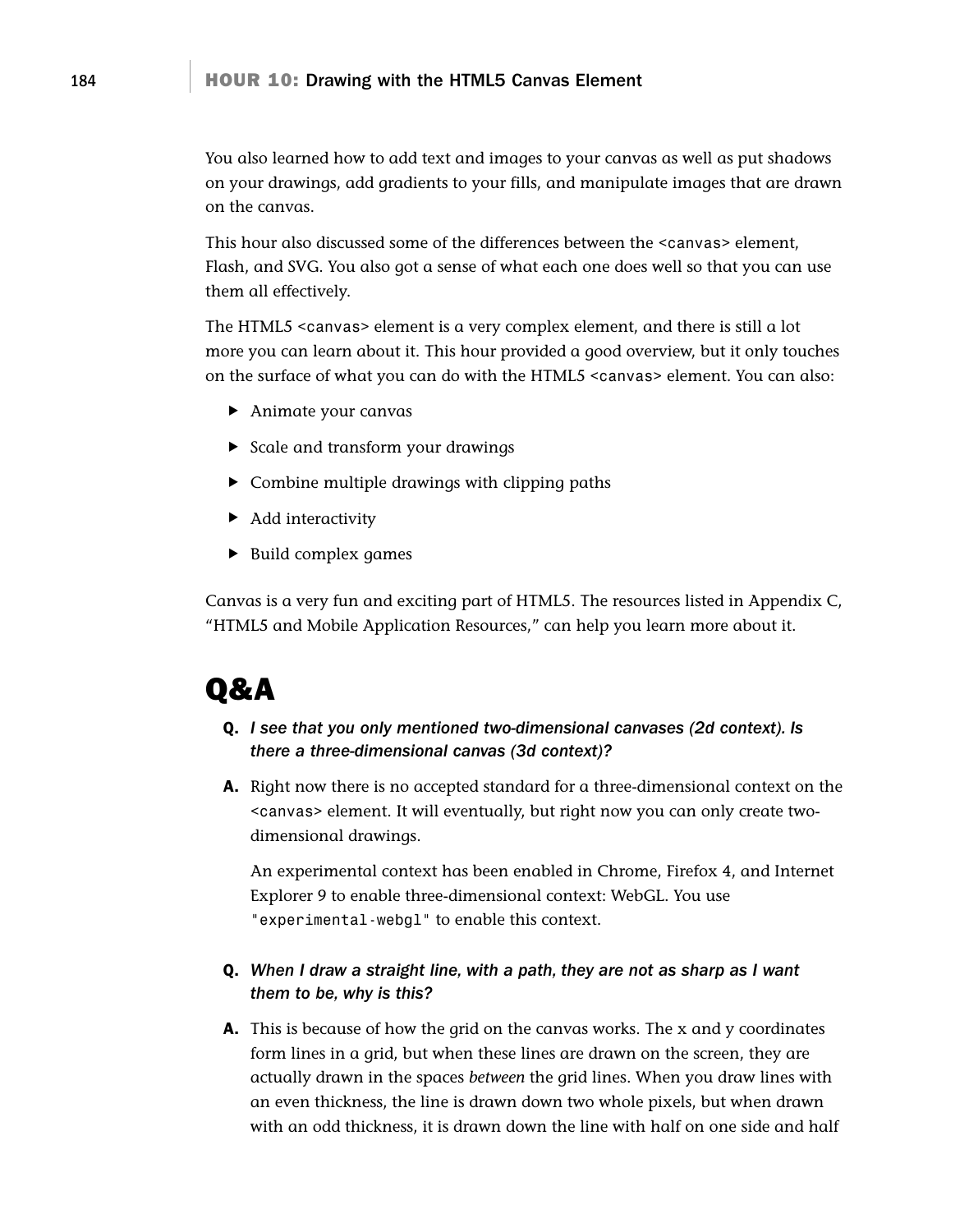You also learned how to add text and images to your canvas as well as put shadows on your drawings, add gradients to your fills, and manipulate images that are drawn on the canvas.

This hour also discussed some of the differences between the `<canvas>` element, Flash, and SVG. You also got a sense of what each one does well so that you can use them all effectively.

The HTML5 `<canvas>` element is a very complex element, and there is still a lot more you can learn about it. This hour provided a good overview, but it only touches on the surface of what you can do with the HTML5 `<canvas>` element. You can also:

- Animate your canvas
- Scale and transform your drawings
- Combine multiple drawings with clipping paths
- Add interactivity
- Build complex games

Canvas is a very fun and exciting part of HTML5. The resources listed in Appendix C, "HTML5 and Mobile Application Resources," can help you learn more about it.

# Q&A

**Q.** ***I see that you only mentioned two-dimensional canvases (2d context). Is there a three-dimensional canvas (3d context)?***

**A.** Right now there is no accepted standard for a three-dimensional context on the `<canvas>` element. It will eventually, but right now you can only create two-dimensional drawings.

An experimental context has been enabled in Chrome, Firefox 4, and Internet Explorer 9 to enable three-dimensional context: WebGL. You use `"experimental-webgl"` to enable this context.

**Q.** ***When I draw a straight line, with a path, they are not as sharp as I want them to be, why is this?***

**A.** This is because of how the grid on the canvas works. The x and y coordinates form lines in a grid, but when these lines are drawn on the screen, they are actually drawn in the spaces *between* the grid lines. When you draw lines with an even thickness, the line is drawn down two whole pixels, but when drawn with an odd thickness, it is drawn down the line with half on one side and half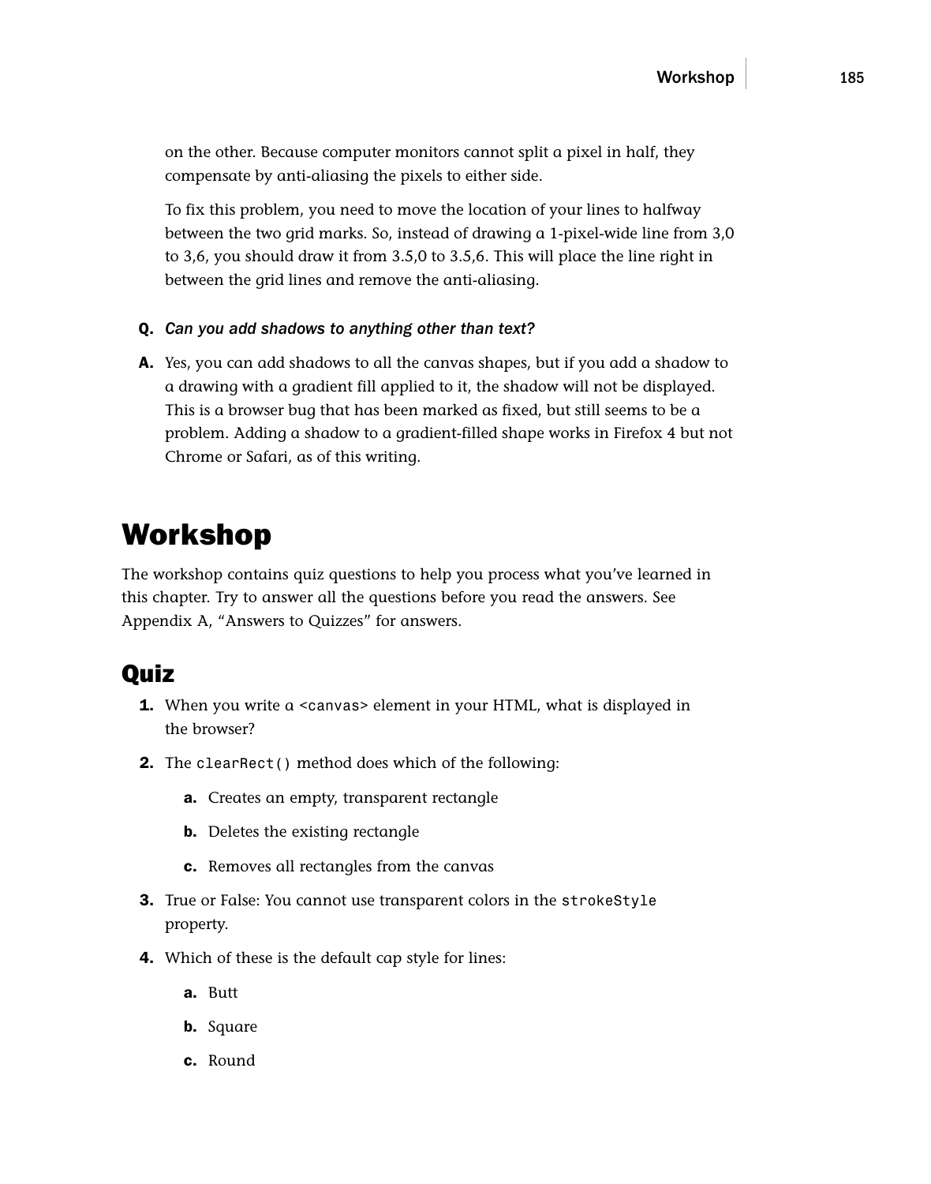on the other. Because computer monitors cannot split a pixel in half, they compensate by anti-aliasing the pixels to either side.

To fix this problem, you need to move the location of your lines to halfway between the two grid marks. So, instead of drawing a 1-pixel-wide line from 3,0 to 3,6, you should draw it from 3.5,0 to 3.5,6. This will place the line right in between the grid lines and remove the anti-aliasing.

**Q.** *Can you add shadows to anything other than text?*

**A.** Yes, you can add shadows to all the canvas shapes, but if you add a shadow to a drawing with a gradient fill applied to it, the shadow will not be displayed. This is a browser bug that has been marked as fixed, but still seems to be a problem. Adding a shadow to a gradient-filled shape works in Firefox 4 but not Chrome or Safari, as of this writing.

# Workshop

The workshop contains quiz questions to help you process what you've learned in this chapter. Try to answer all the questions before you read the answers. See Appendix A, "Answers to Quizzes" for answers.

## Quiz

1. When you write a `<canvas>` element in your HTML, what is displayed in the browser?

2. The `clearRect()` method does which of the following:

   a. Creates an empty, transparent rectangle

   b. Deletes the existing rectangle

   c. Removes all rectangles from the canvas

3. True or False: You cannot use transparent colors in the `strokeStyle` property.

4. Which of these is the default cap style for lines:

   a. Butt

   b. Square

   c. Round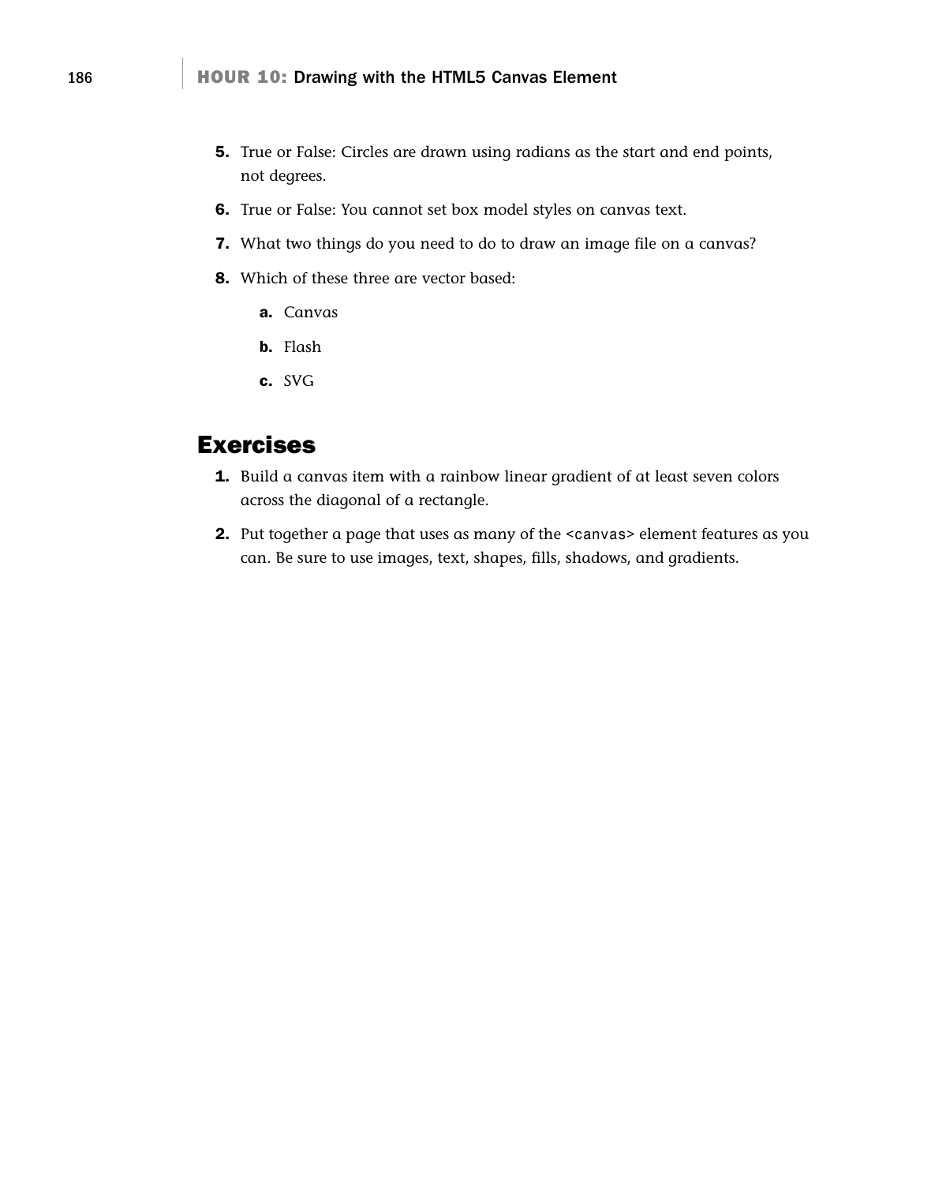5. True or False: Circles are drawn using radians as the start and end points, not degrees.
6. True or False: You cannot set box model styles on canvas text.
7. What two things do you need to do to draw an image file on a canvas?
8. Which of these three are vector based:
    a. Canvas
    b. Flash
    c. SVG

## Exercises

1. Build a canvas item with a rainbow linear gradient of at least seven colors across the diagonal of a rectangle.
2. Put together a page that uses as many of the `<canvas>` element features as you can. Be sure to use images, text, shapes, fills, shadows, and gradients.